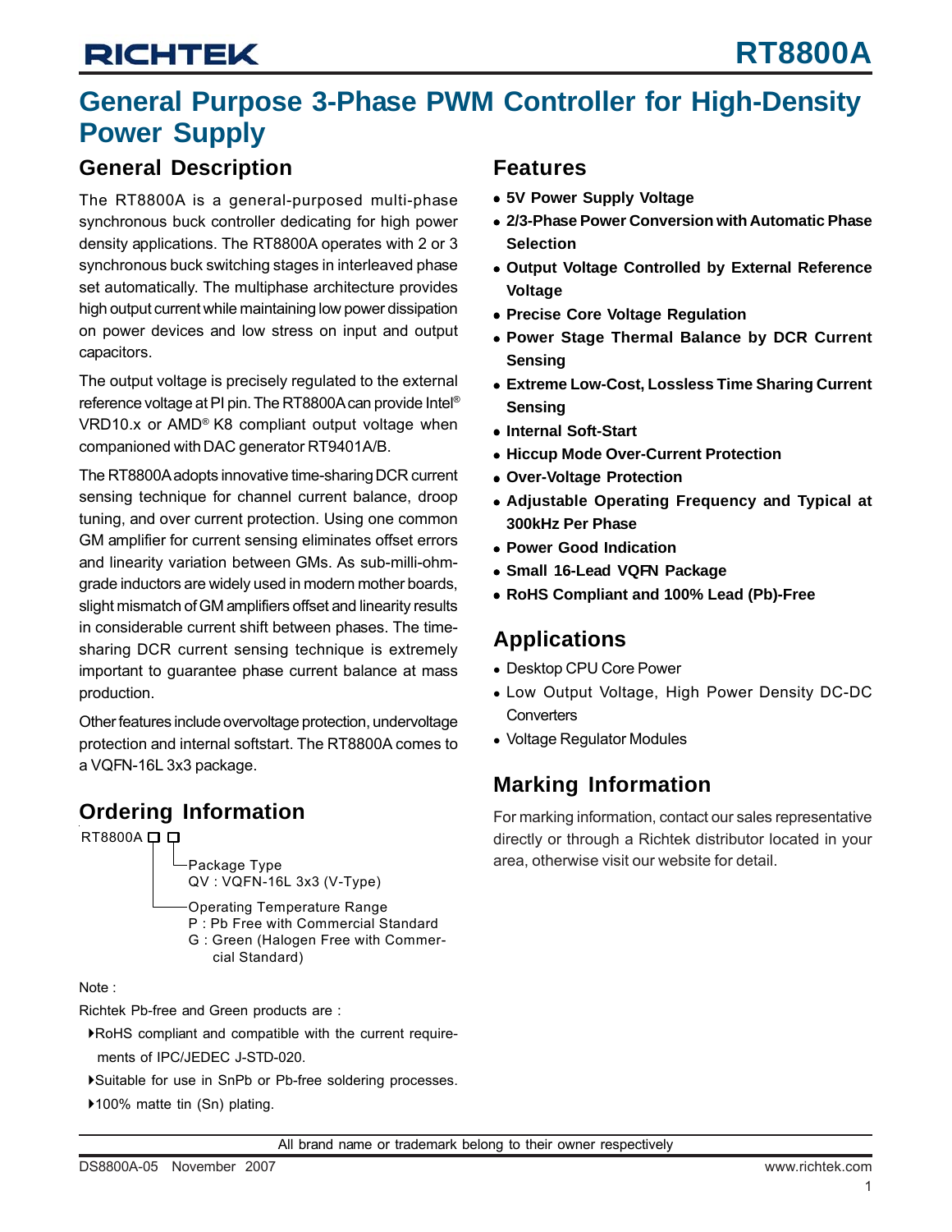# General Purpose 3-Phase PWM Controller for High-Density Power Supply

## General Description

The RT8800A is a general-purposed multi-phase synchronous buck controller dedicating for high power density applications. The RT8800A operates with 2 or 3 synchronous buck switching stages in interleaved phase set automatically. The multiphase architecture provides high output current while maintaining low power dissipation on power devices and low stress on input and output capacitors.

The output voltage is precisely regulated to the external reference voltage at PI pin. The RT8800A can provide Intel® VRD10.x or AMD® K8 compliant output voltage when companioned with DAC generator RT9401A/B.

The RT8800A adopts innovative time-sharing DCR current sensing technique for channel current balance, droop tuning, and over current protection. Using one common GM amplifier for current sensing eliminates offset errors and linearity variation between GMs. As sub-milli-ohm-grade inductors are widely used in modern mother boards, slight mismatch of GM amplifiers offset and linearity results in considerable current shift between phases. The time-sharing DCR current sensing technique is extremely important to guarantee phase current balance at mass production.

Other features include overvoltage protection, undervoltage protection and internal softstart. The RT8800A comes to a VQFN-16L 3x3 package.

## Ordering Information

```
RT8800A □ □
        │ └─Package Type
        │   QV : VQFN-16L 3x3 (V-Type)
        │
        └───Operating Temperature Range
            P : Pb Free with Commercial Standard
            G : Green (Halogen Free with Commer-
                cial Standard)
```

Note :

Richtek Pb-free and Green products are :

- RoHS compliant and compatible with the current requirements of IPC/JEDEC J-STD-020.
- Suitable for use in SnPb or Pb-free soldering processes.
- 100% matte tin (Sn) plating.

## Features

- **5V Power Supply Voltage**
- **2/3-Phase Power Conversion with Automatic Phase Selection**
- **Output Voltage Controlled by External Reference Voltage**
- **Precise Core Voltage Regulation**
- **Power Stage Thermal Balance by DCR Current Sensing**
- **Extreme Low-Cost, Lossless Time Sharing Current Sensing**
- **Internal Soft-Start**
- **Hiccup Mode Over-Current Protection**
- **Over-Voltage Protection**
- **Adjustable Operating Frequency and Typical at 300kHz Per Phase**
- **Power Good Indication**
- **Small 16-Lead VQFN Package**
- **RoHS Compliant and 100% Lead (Pb)-Free**

## Applications

- Desktop CPU Core Power
- Low Output Voltage, High Power Density DC-DC Converters
- Voltage Regulator Modules

## Marking Information

For marking information, contact our sales representative directly or through a Richtek distributor located in your area, otherwise visit our website for detail.

All brand name or trademark belong to their owner respectively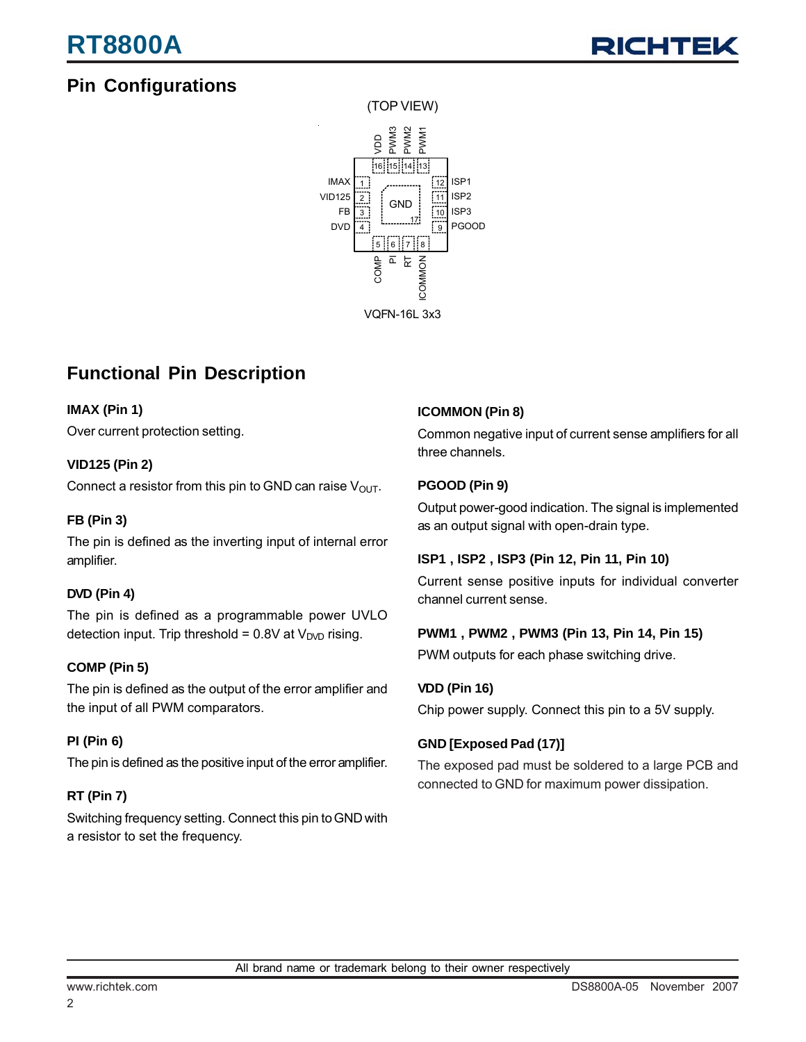## Pin Configurations

(TOP VIEW)

VQFN-16L 3x3

## Functional Pin Description

**IMAX (Pin 1)**

Over current protection setting.

**VID125 (Pin 2)**

Connect a resistor from this pin to GND can raise $V_{OUT}$.

**FB (Pin 3)**

The pin is defined as the inverting input of internal error amplifier.

**DVD (Pin 4)**

The pin is defined as a programmable power UVLO detection input. Trip threshold = 0.8V at $V_{DVD}$ rising.

**COMP (Pin 5)**

The pin is defined as the output of the error amplifier and the input of all PWM comparators.

**PI (Pin 6)**

The pin is defined as the positive input of the error amplifier.

**RT (Pin 7)**

Switching frequency setting. Connect this pin to GND with a resistor to set the frequency.

**ICOMMON (Pin 8)**

Common negative input of current sense amplifiers for all three channels.

**PGOOD (Pin 9)**

Output power-good indication. The signal is implemented as an output signal with open-drain type.

**ISP1 , ISP2 , ISP3 (Pin 12, Pin 11, Pin 10)**

Current sense positive inputs for individual converter channel current sense.

**PWM1 , PWM2 , PWM3 (Pin 13, Pin 14, Pin 15)**

PWM outputs for each phase switching drive.

**VDD (Pin 16)**

Chip power supply. Connect this pin to a 5V supply.

**GND [Exposed Pad (17)]**

The exposed pad must be soldered to a large PCB and connected to GND for maximum power dissipation.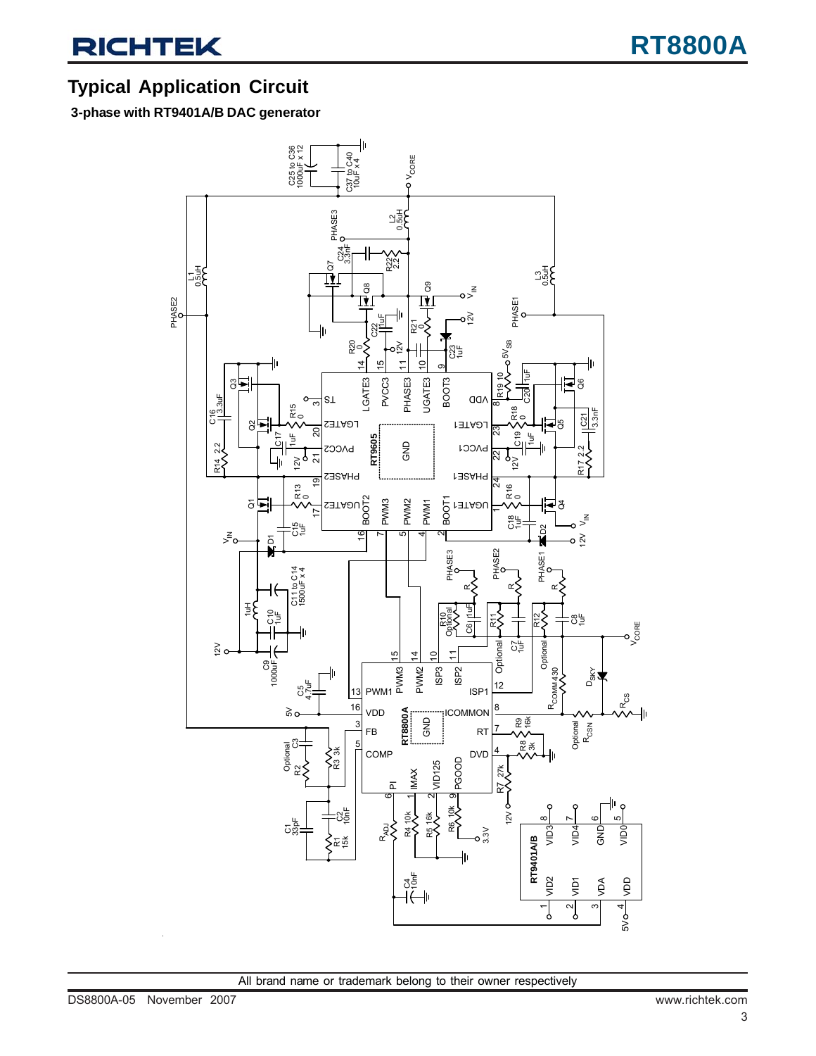## Typical Application Circuit

**3-phase with RT9401A/B DAC generator**

All brand name or trademark belong to their owner respectively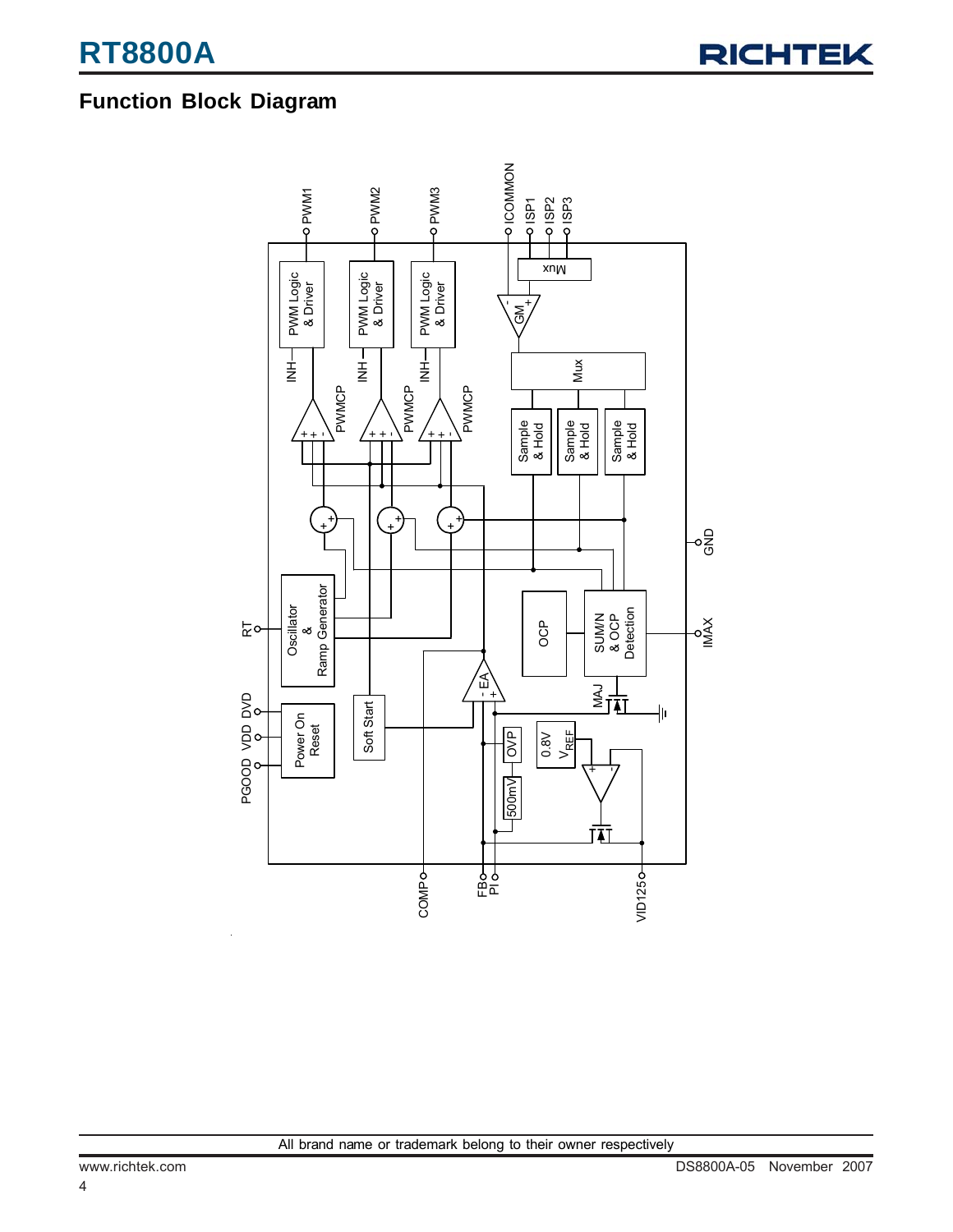## Function Block Diagram

All brand name or trademark belong to their owner respectively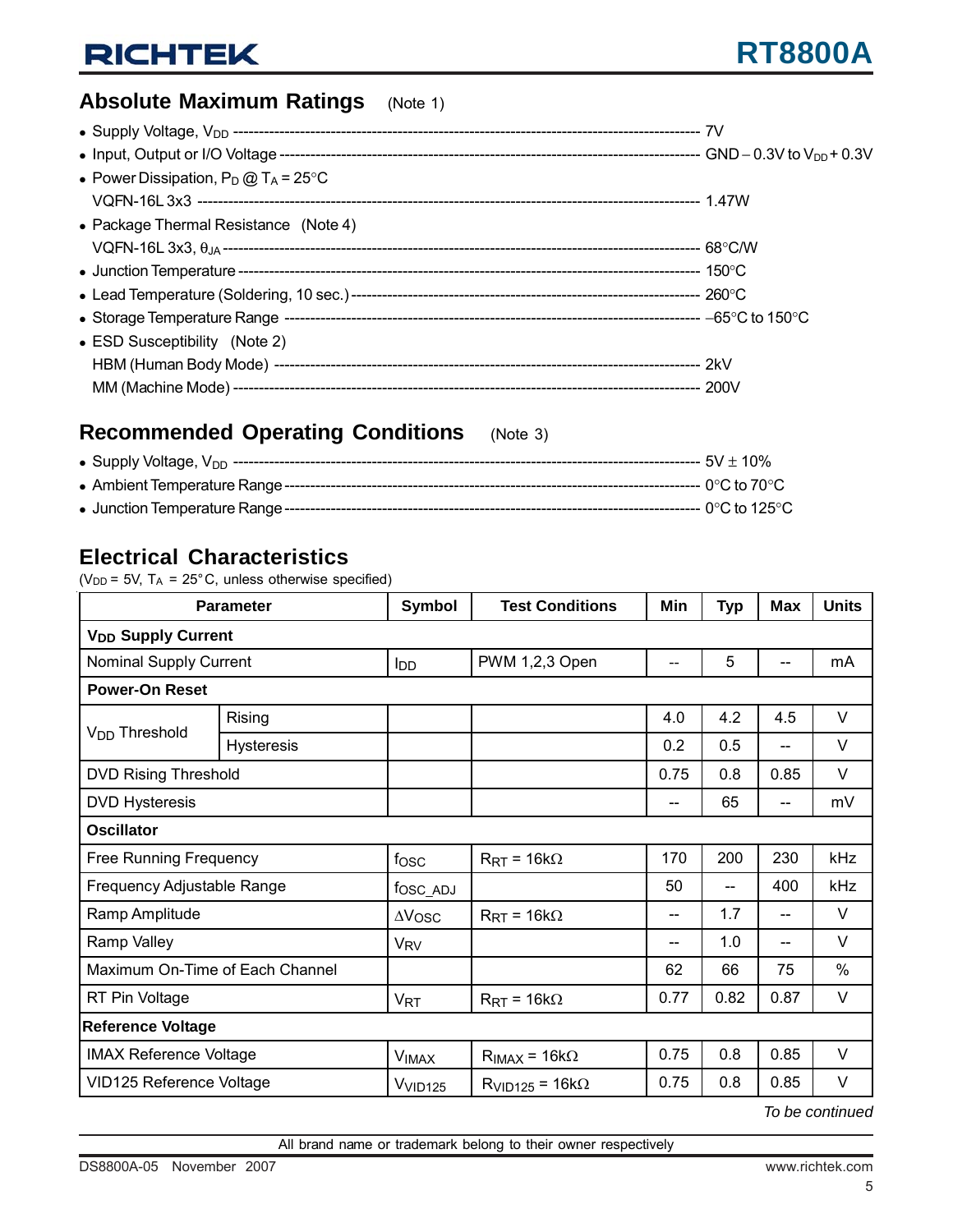## Absolute Maximum Ratings (Note 1)

- Supply Voltage, $V_{DD}$ ---------- 7V
- Input, Output or I/O Voltage ---------- GND – 0.3V to $V_{DD}$ + 0.3V
- Power Dissipation, $P_D$ @ $T_A$ = 25°C
  VQFN-16L 3x3 ---------- 1.47W
- Package Thermal Resistance (Note 4)
  VQFN-16L 3x3, $\theta_{JA}$ ---------- 68°C/W
- Junction Temperature ---------- 150°C
- Lead Temperature (Soldering, 10 sec.) ---------- 260°C
- Storage Temperature Range ---------- –65°C to 150°C
- ESD Susceptibility (Note 2)
  HBM (Human Body Mode) ---------- 2kV
  MM (Machine Mode) ---------- 200V

## Recommended Operating Conditions (Note 3)

- Supply Voltage, $V_{DD}$ ---------- 5V ± 10%
- Ambient Temperature Range ---------- 0°C to 70°C
- Junction Temperature Range ---------- 0°C to 125°C

## Electrical Characteristics

($V_{DD}$ = 5V, $T_A$ = 25°C, unless otherwise specified)

| Parameter | | Symbol | Test Conditions | Min | Typ | Max | Units |
|---|---|---|---|---|---|---|---|
| **$V_{DD}$ Supply Current** | | | | | | | |
| Nominal Supply Current | | $I_{DD}$ | PWM 1,2,3 Open | -- | 5 | -- | mA |
| **Power-On Reset** | | | | | | | |
| $V_{DD}$ Threshold | Rising | | | 4.0 | 4.2 | 4.5 | V |
| | Hysteresis | | | 0.2 | 0.5 | -- | V |
| DVD Rising Threshold | | | | 0.75 | 0.8 | 0.85 | V |
| DVD Hysteresis | | | | -- | 65 | -- | mV |
| **Oscillator** | | | | | | | |
| Free Running Frequency | | $f_{OSC}$ | $R_{RT}$ = 16kΩ | 170 | 200 | 230 | kHz |
| Frequency Adjustable Range | | $f_{OSC\_ADJ}$ | | 50 | -- | 400 | kHz |
| Ramp Amplitude | | $\Delta V_{OSC}$ | $R_{RT}$ = 16kΩ | -- | 1.7 | -- | V |
| Ramp Valley | | $V_{RV}$ | | -- | 1.0 | -- | V |
| Maximum On-Time of Each Channel | | | | 62 | 66 | 75 | % |
| RT Pin Voltage | | $V_{RT}$ | $R_{RT}$ = 16kΩ | 0.77 | 0.82 | 0.87 | V |
| **Reference Voltage** | | | | | | | |
| IMAX Reference Voltage | | $V_{IMAX}$ | $R_{IMAX}$ = 16kΩ | 0.75 | 0.8 | 0.85 | V |
| VID125 Reference Voltage | | $V_{VID125}$ | $R_{VID125}$ = 16kΩ | 0.75 | 0.8 | 0.85 | V |

*To be continued*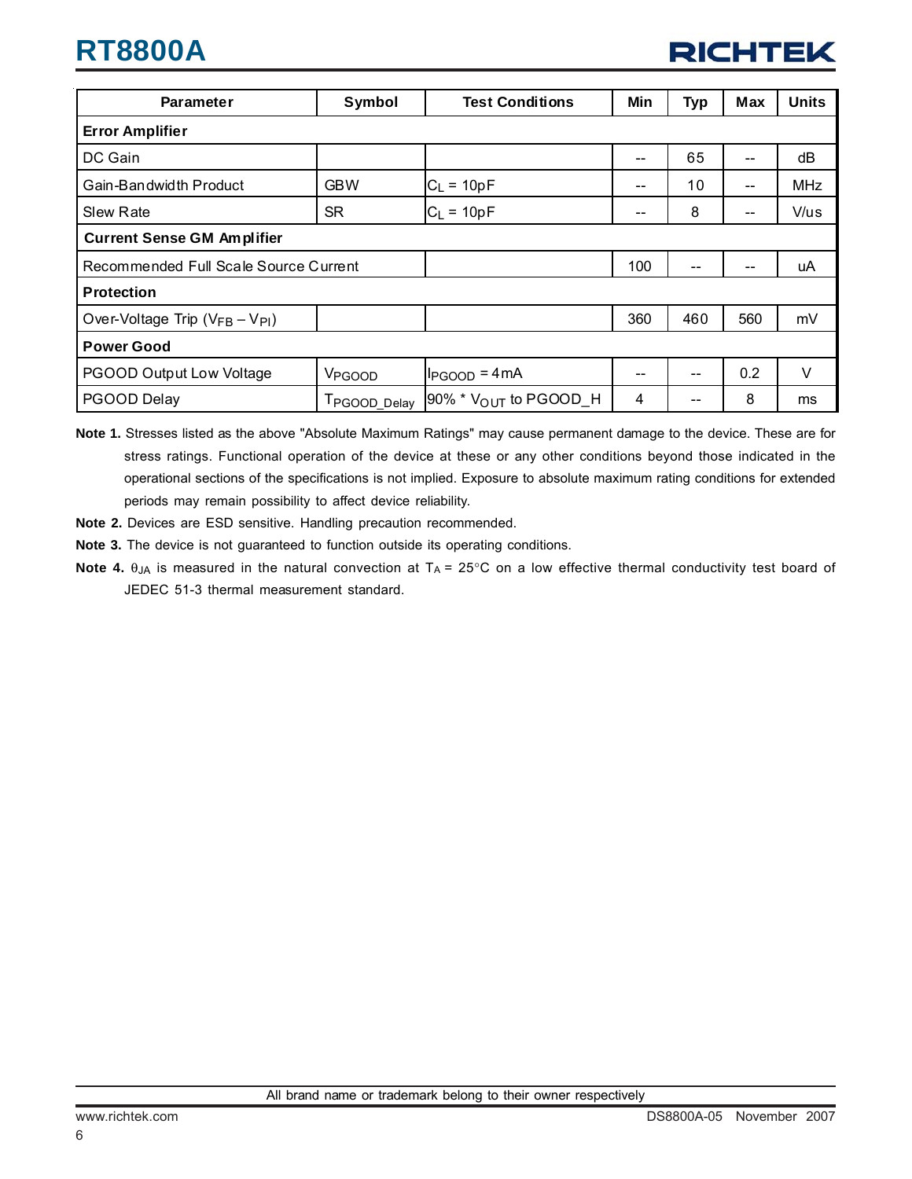| Parameter | Symbol | Test Conditions | Min | Typ | Max | Units |
|---|---|---|---|---|---|---|
| **Error Amplifier** | | | | | | |
| DC Gain | | | -- | 65 | -- | dB |
| Gain-Bandwidth Product | GBW | $C_L$ = 10pF | -- | 10 | -- | MHz |
| Slew Rate | SR | $C_L$ = 10pF | -- | 8 | -- | V/us |
| **Current Sense GM Amplifier** | | | | | | |
| Recommended Full Scale Source Current | | | 100 | -- | -- | uA |
| **Protection** | | | | | | |
| Over-Voltage Trip ($V_{FB} - V_{PI}$) | | | 360 | 460 | 560 | mV |
| **Power Good** | | | | | | |
| PGOOD Output Low Voltage | $V_{PGOOD}$ | $I_{PGOOD}$ = 4mA | -- | -- | 0.2 | V |
| PGOOD Delay | $T_{PGOOD\_Delay}$ | 90% * $V_{OUT}$ to PGOOD_H | 4 | -- | 8 | ms |

**Note 1.** Stresses listed as the above "Absolute Maximum Ratings" may cause permanent damage to the device. These are for stress ratings. Functional operation of the device at these or any other conditions beyond those indicated in the operational sections of the specifications is not implied. Exposure to absolute maximum rating conditions for extended periods may remain possibility to affect device reliability.

**Note 2.** Devices are ESD sensitive. Handling precaution recommended.

**Note 3.** The device is not guaranteed to function outside its operating conditions.

**Note 4.** $\theta_{JA}$ is measured in the natural convection at $T_A$ = 25°C on a low effective thermal conductivity test board of JEDEC 51-3 thermal measurement standard.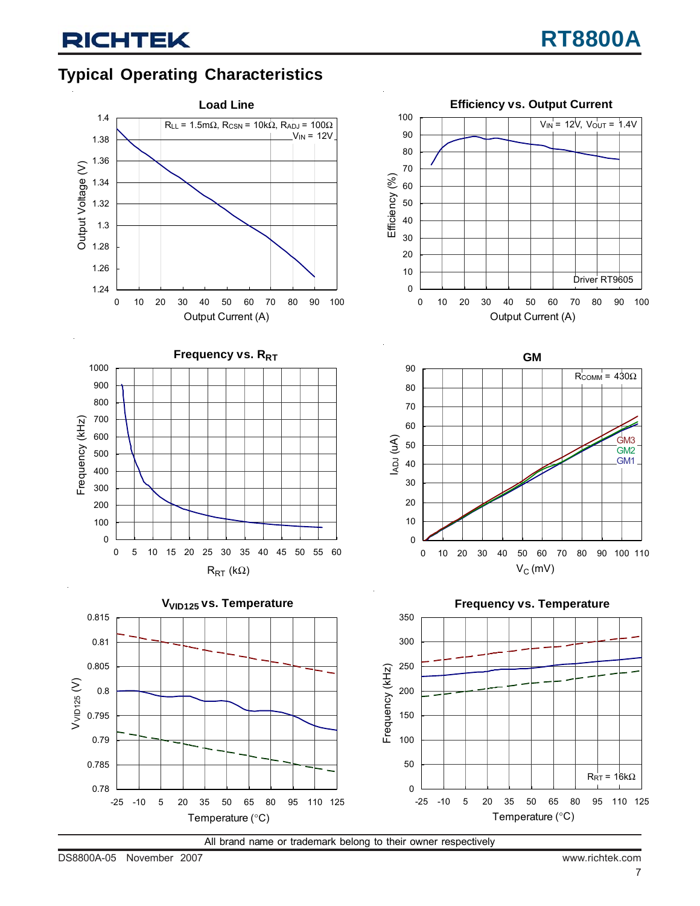## Typical Operating Characteristics

**Load Line**

$R_{LL}$ = 1.5mΩ, $R_{CSN}$ = 10kΩ, $R_{ADJ}$ = 100Ω
$V_{IN}$ = 12V

Output Voltage (V) vs. Output Current (A)

**Efficiency vs. Output Current**

$V_{IN}$ = 12V, $V_{OUT}$ = 1.4V
Driver RT9605

Efficiency (%) vs. Output Current (A)

**Frequency vs. $R_{RT}$**

Frequency (kHz) vs. $R_{RT}$ (kΩ)

**GM**

$R_{COMM}$ = 430Ω
GM3
GM2
GM1

$I_{ADJ}$ (uA) vs. $V_C$ (mV)

**$V_{VID125}$ vs. Temperature**

$V_{VID125}$ (V) vs. Temperature (°C)

**Frequency vs. Temperature**

$R_{RT}$ = 16kΩ

Frequency (kHz) vs. Temperature (°C)

All brand name or trademark belong to their owner respectively

DS8800A-05 November 2007 www.richtek.com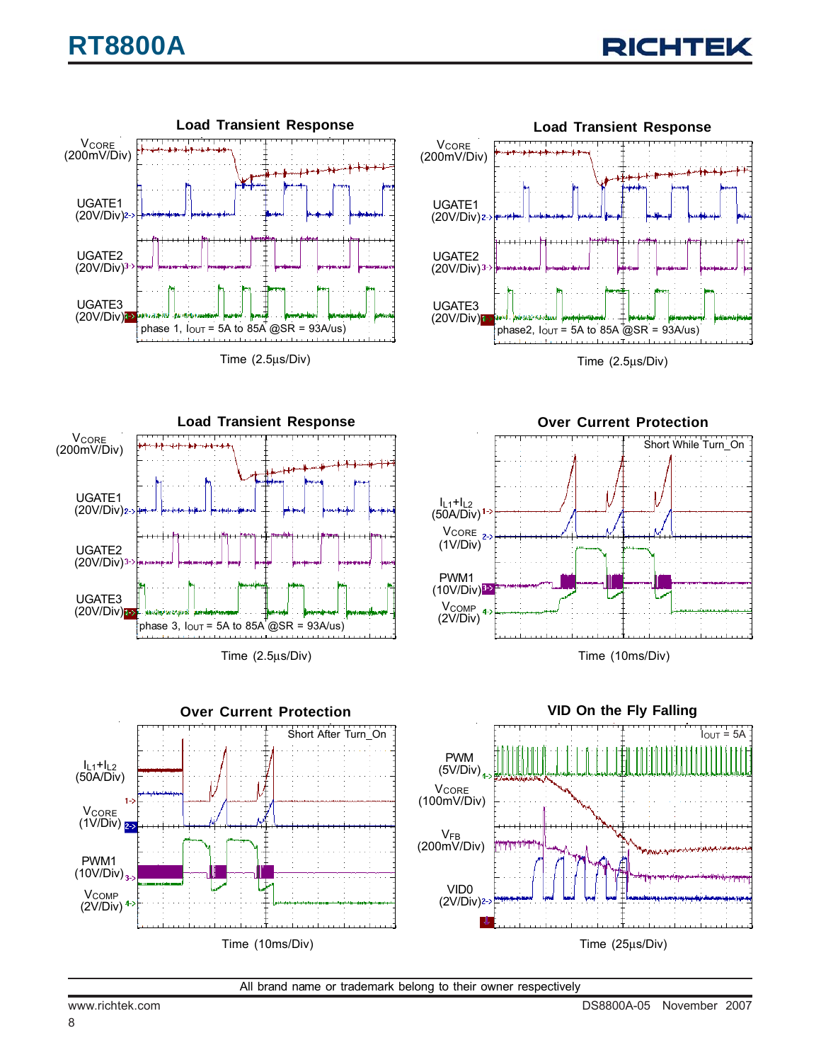**Load Transient Response**

$V_{CORE}$ (200mV/Div)

UGATE1 (20V/Div)

UGATE2 (20V/Div)

UGATE3 (20V/Div)

phase 1, $I_{OUT}$ = 5A to 85A @SR = 93A/us)

Time (2.5μs/Div)

**Load Transient Response**

$V_{CORE}$ (200mV/Div)

UGATE1 (20V/Div)

UGATE2 (20V/Div)

UGATE3 (20V/Div)

phase2, $I_{OUT}$ = 5A to 85A @SR = 93A/us)

Time (2.5μs/Div)

**Load Transient Response**

$V_{CORE}$ (200mV/Div)

UGATE1 (20V/Div)

UGATE2 (20V/Div)

UGATE3 (20V/Div)

phase 3, $I_{OUT}$ = 5A to 85A @SR = 93A/us)

Time (2.5μs/Div)

**Over Current Protection**

Short While Turn_On

$I_{L1}+I_{L2}$ (50A/Div)

$V_{CORE}$ (1V/Div)

PWM1 (10V/Div)

$V_{COMP}$ (2V/Div)

Time (10ms/Div)

**Over Current Protection**

Short After Turn_On

$I_{L1}+I_{L2}$ (50A/Div)

$V_{CORE}$ (1V/Div)

PWM1 (10V/Div)

$V_{COMP}$ (2V/Div)

Time (10ms/Div)

**VID On the Fly Falling**

$I_{OUT}$ = 5A

PWM (5V/Div)

$V_{CORE}$ (100mV/Div)

$V_{FB}$ (200mV/Div)

VID0 (2V/Div)

Time (25μs/Div)

All brand name or trademark belong to their owner respectively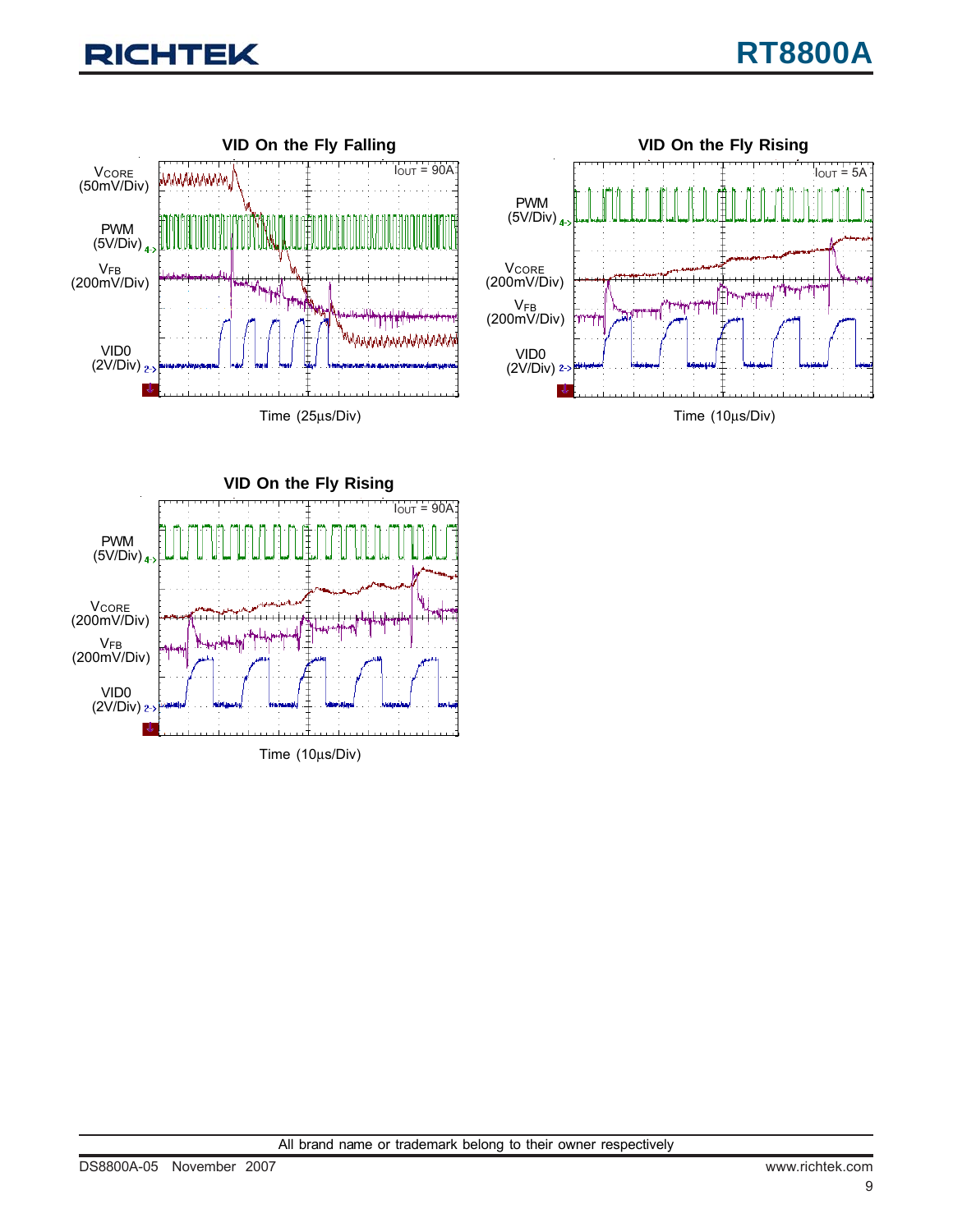**VID On the Fly Falling**

$V_{CORE}$ (50mV/Div)

PWM (5V/Div)

$V_{FB}$ (200mV/Div)

VID0 (2V/Div)

$I_{OUT}$ = 90A

Time (25μs/Div)

**VID On the Fly Rising**

PWM (5V/Div)

$V_{CORE}$ (200mV/Div)

$V_{FB}$ (200mV/Div)

VID0 (2V/Div)

$I_{OUT}$ = 5A

Time (10μs/Div)

**VID On the Fly Rising**

PWM (5V/Div)

$V_{CORE}$ (200mV/Div)

$V_{FB}$ (200mV/Div)

VID0 (2V/Div)

$I_{OUT}$ = 90A

Time (10μs/Div)

All brand name or trademark belong to their owner respectively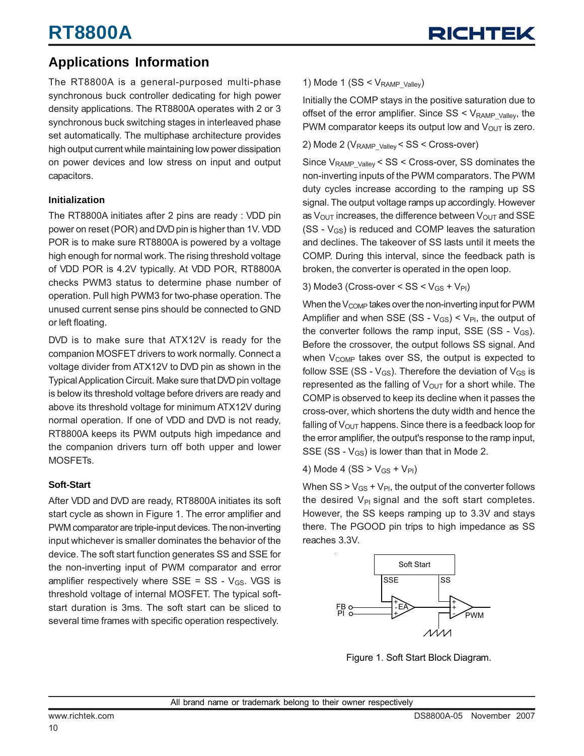## Applications Information

The RT8800A is a general-purposed multi-phase synchronous buck controller dedicating for high power density applications. The RT8800A operates with 2 or 3 synchronous buck switching stages in interleaved phase set automatically. The multiphase architecture provides high output current while maintaining low power dissipation on power devices and low stress on input and output capacitors.

### Initialization

The RT8800A initiates after 2 pins are ready : VDD pin power on reset (POR) and DVD pin is higher than 1V. VDD POR is to make sure RT8800A is powered by a voltage high enough for normal work. The rising threshold voltage of VDD POR is 4.2V typically. At VDD POR, RT8800A checks PWM3 status to determine phase number of operation. Pull high PWM3 for two-phase operation. The unused current sense pins should be connected to GND or left floating.

DVD is to make sure that ATX12V is ready for the companion MOSFET drivers to work normally. Connect a voltage divider from ATX12V to DVD pin as shown in the Typical Application Circuit. Make sure that DVD pin voltage is below its threshold voltage before drivers are ready and above its threshold voltage for minimum ATX12V during normal operation. If one of VDD and DVD is not ready, RT8800A keeps its PWM outputs high impedance and the companion drivers turn off both upper and lower MOSFETs.

### Soft-Start

After VDD and DVD are ready, RT8800A initiates its soft start cycle as shown in Figure 1. The error amplifier and PWM comparator are triple-input devices. The non-inverting input whichever is smaller dominates the behavior of the device. The soft start function generates SS and SSE for the non-inverting input of PWM comparator and error amplifier respectively where SSE = SS - $V_{GS}$. VGS is threshold voltage of internal MOSFET. The typical soft-start duration is 3ms. The soft start can be sliced to several time frames with specific operation respectively.

1) Mode 1 (SS < $V_{RAMP\_Valley}$)

Initially the COMP stays in the positive saturation due to offset of the error amplifier. Since SS < $V_{RAMP\_Valley}$, the PWM comparator keeps its output low and $V_{OUT}$ is zero.

2) Mode 2 ($V_{RAMP\_Valley}$ < SS < Cross-over)

Since $V_{RAMP\_Valley}$ < SS < Cross-over, SS dominates the non-inverting inputs of the PWM comparators. The PWM duty cycles increase according to the ramping up SS signal. The output voltage ramps up accordingly. However as $V_{OUT}$ increases, the difference between $V_{OUT}$ and SSE (SS - $V_{GS}$) is reduced and COMP leaves the saturation and declines. The takeover of SS lasts until it meets the COMP. During this interval, since the feedback path is broken, the converter is operated in the open loop.

3) Mode3 (Cross-over < SS < $V_{GS}$ + $V_{PI}$)

When the $V_{COMP}$ takes over the non-inverting input for PWM Amplifier and when SSE (SS - $V_{GS}$) < $V_{PI}$, the output of the converter follows the ramp input, SSE (SS - $V_{GS}$). Before the crossover, the output follows SS signal. And when $V_{COMP}$ takes over SS, the output is expected to follow SSE (SS - $V_{GS}$). Therefore the deviation of $V_{GS}$ is represented as the falling of $V_{OUT}$ for a short while. The COMP is observed to keep its decline when it passes the cross-over, which shortens the duty width and hence the falling of $V_{OUT}$ happens. Since there is a feedback loop for the error amplifier, the output's response to the ramp input, SSE (SS - $V_{GS}$) is lower than that in Mode 2.

4) Mode 4 (SS > $V_{GS}$ + $V_{PI}$)

When SS > $V_{GS}$ + $V_{PI}$, the output of the converter follows the desired $V_{PI}$ signal and the soft start completes. However, the SS keeps ramping up to 3.3V and stays there. The PGOOD pin trips to high impedance as SS reaches 3.3V.

Figure 1. Soft Start Block Diagram.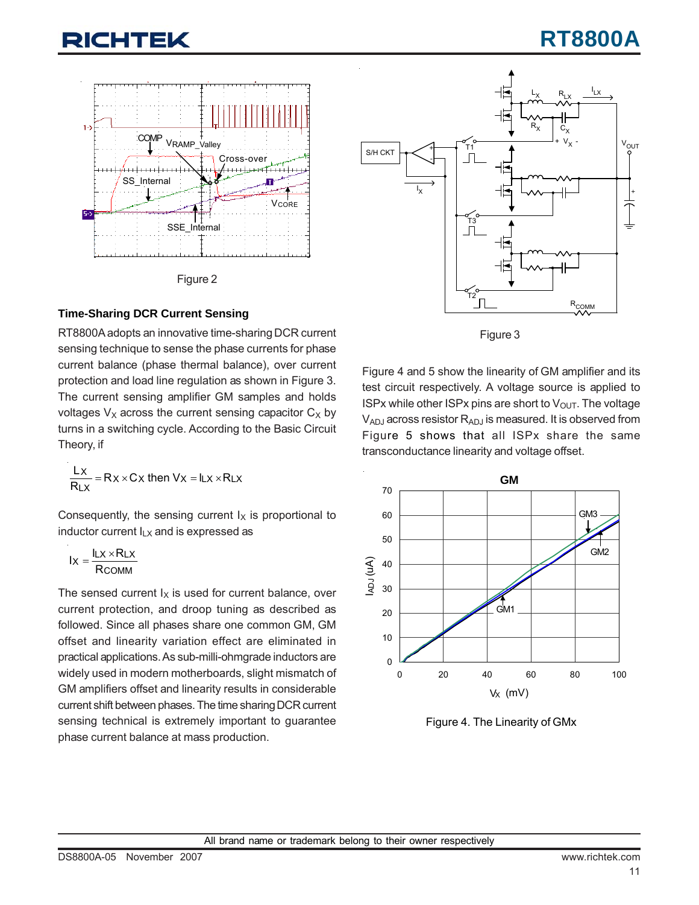Figure 2

### Time-Sharing DCR Current Sensing

RT8800A adopts an innovative time-sharing DCR current sensing technique to sense the phase currents for phase current balance (phase thermal balance), over current protection and load line regulation as shown in Figure 3. The current sensing amplifier GM samples and holds voltages $V_X$ across the current sensing capacitor $C_X$ by turns in a switching cycle. According to the Basic Circuit Theory, if

$$\frac{L_X}{R_{LX}} = R_X \times C_X \text{ then } V_X = I_{LX} \times R_{LX}$$

Consequently, the sensing current $I_X$ is proportional to inductor current $I_{LX}$ and is expressed as

$$I_X = \frac{I_{LX} \times R_{LX}}{R_{COMM}}$$

The sensed current $I_X$ is used for current balance, over current protection, and droop tuning as described as followed. Since all phases share one common GM, GM offset and linearity variation effect are eliminated in practical applications. As sub-milli-ohmgrade inductors are widely used in modern motherboards, slight mismatch of GM amplifiers offset and linearity results in considerable current shift between phases. The time sharing DCR current sensing technical is extremely important to guarantee phase current balance at mass production.

Figure 3

Figure 4 and 5 show the linearity of GM amplifier and its test circuit respectively. A voltage source is applied to ISPx while other ISPx pins are short to $V_{OUT}$. The voltage $V_{ADJ}$ across resistor $R_{ADJ}$ is measured. It is observed from Figure 5 shows that all ISPx share the same transconductance linearity and voltage offset.

Figure 4. The Linearity of GMx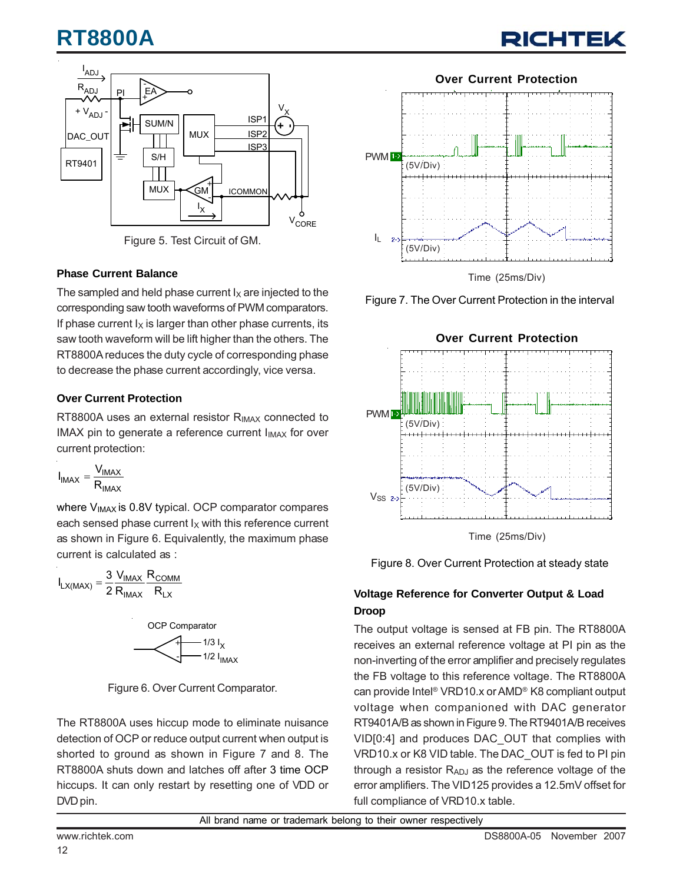Figure 5. Test Circuit of GM.

### Phase Current Balance

The sampled and held phase current $I_X$ are injected to the corresponding saw tooth waveforms of PWM comparators. If phase current $I_X$ is larger than other phase currents, its saw tooth waveform will be lift higher than the others. The RT8800A reduces the duty cycle of corresponding phase to decrease the phase current accordingly, vice versa.

### Over Current Protection

RT8800A uses an external resistor $R_{IMAX}$ connected to IMAX pin to generate a reference current $I_{IMAX}$ for over current protection:

$$I_{IMAX} = \frac{V_{IMAX}}{R_{IMAX}}$$

where $V_{IMAX}$ is 0.8V typical. OCP comparator compares each sensed phase current $I_X$ with this reference current as shown in Figure 6. Equivalently, the maximum phase current is calculated as :

$$I_{LX(MAX)} = \frac{3}{2} \frac{V_{IMAX}}{R_{IMAX}} \frac{R_{COMM}}{R_{LX}}$$

Figure 6. Over Current Comparator.

The RT8800A uses hiccup mode to eliminate nuisance detection of OCP or reduce output current when output is shorted to ground as shown in Figure 7 and 8. The RT8800A shuts down and latches off after 3 time OCP hiccups. It can only restart by resetting one of VDD or DVD pin.

Figure 7. The Over Current Protection in the interval

Figure 8. Over Current Protection at steady state

### Voltage Reference for Converter Output & Load Droop

The output voltage is sensed at FB pin. The RT8800A receives an external reference voltage at PI pin as the non-inverting of the error amplifier and precisely regulates the FB voltage to this reference voltage. The RT8800A can provide Intel® VRD10.x or AMD® K8 compliant output voltage when companioned with DAC generator RT9401A/B as shown in Figure 9. The RT9401A/B receives VID[0:4] and produces DAC_OUT that complies with VRD10.x or K8 VID table. The DAC_OUT is fed to PI pin through a resistor $R_{ADJ}$ as the reference voltage of the error amplifiers. The VID125 provides a 12.5mV offset for full compliance of VRD10.x table.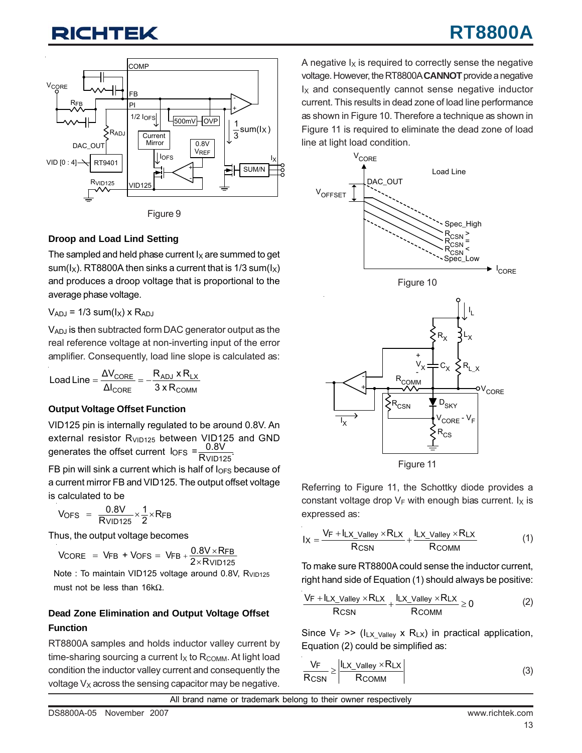Figure 9

### Droop and Load Lind Setting

The sampled and held phase current $I_X$ are summed to get sum($I_X$). RT8800A then sinks a current that is 1/3 sum($I_X$) and produces a droop voltage that is proportional to the average phase voltage.

$V_{ADJ}$ = 1/3 sum($I_X$) x $R_{ADJ}$

$V_{ADJ}$ is then subtracted form DAC generator output as the real reference voltage at non-inverting input of the error amplifier. Consequently, load line slope is calculated as:

$$\text{Load Line} = \frac{\Delta V_{CORE}}{\Delta I_{CORE}} = -\frac{R_{ADJ} \times R_{LX}}{3 \times R_{COMM}}$$

### Output Voltage Offset Function

VID125 pin is internally regulated to be around 0.8V. An external resistor $R_{VID125}$ between VID125 and GND generates the offset current $I_{OFS} = \frac{0.8V}{R_{VID125}}$.

FB pin will sink a current which is half of $I_{OFS}$ because of a current mirror FB and VID125. The output offset voltage is calculated to be

$$V_{OFS} = \frac{0.8V}{R_{VID125}} \times \frac{1}{2} \times R_{FB}$$

Thus, the output voltage becomes

$$V_{CORE} = V_{FB} + V_{OFS} = V_{FB} + \frac{0.8V \times R_{FB}}{2 \times R_{VID125}}$$

Note : To maintain VID125 voltage around 0.8V, $R_{VID125}$ must not be less than 16kΩ.

### Dead Zone Elimination and Output Voltage Offset Function

RT8800A samples and holds inductor valley current by time-sharing sourcing a current $I_X$ to $R_{COMM}$. At light load condition the inductor valley current and consequently the voltage $V_X$ across the sensing capacitor may be negative. A negative $I_X$ is required to correctly sense the negative voltage. However, the RT8800A **CANNOT** provide a negative $I_X$ and consequently cannot sense negative inductor current. This results in dead zone of load line performance as shown in Figure 10. Therefore a technique as shown in Figure 11 is required to eliminate the dead zone of load line at light load condition.

Figure 10

Figure 11

Referring to Figure 11, the Schottky diode provides a constant voltage drop $V_F$ with enough bias current. $I_X$ is expressed as:

$$I_X = \frac{V_F + I_{LX\_Valley} \times R_{LX}}{R_{CSN}} + \frac{I_{LX\_Valley} \times R_{LX}}{R_{COMM}} \quad (1)$$

To make sure RT8800A could sense the inductor current, right hand side of Equation (1) should always be positive:

$$\frac{V_F + I_{LX\_Valley} \times R_{LX}}{R_{CSN}} + \frac{I_{LX\_Valley} \times R_{LX}}{R_{COMM}} \geq 0 \quad (2)$$

Since $V_F$ >> ($I_{LX\_Valley}$ x $R_{LX}$) in practical application, Equation (2) could be simplified as:

$$\frac{V_F}{R_{CSN}} \geq \left| \frac{I_{LX\_Valley} \times R_{LX}}{R_{COMM}} \right| \quad (3)$$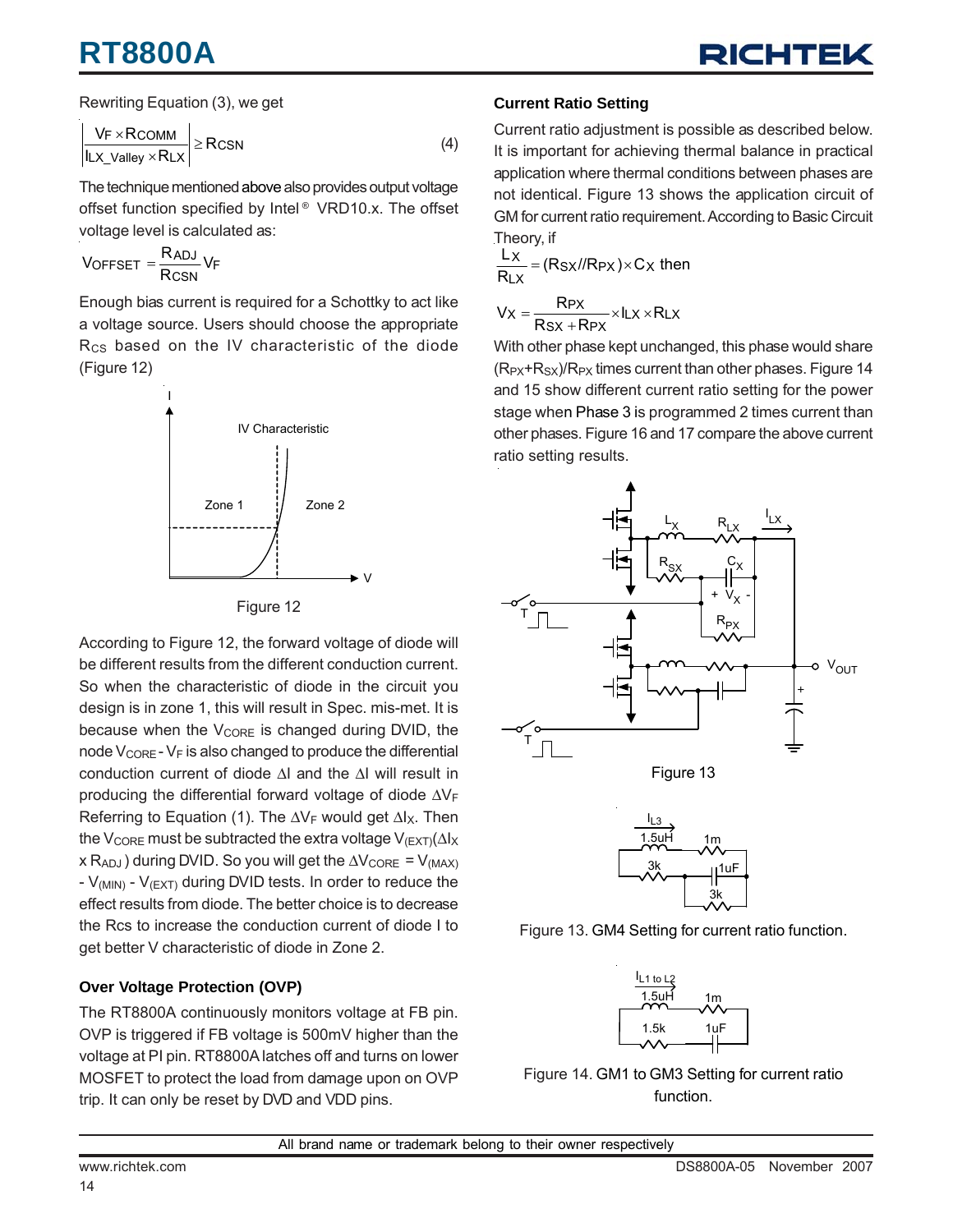Rewriting Equation (3), we get

$$\left|\frac{V_F \times R_{COMM}}{I_{LX\_Valley} \times R_{LX}}\right| \geq R_{CSN} \quad (4)$$

The technique mentioned above also provides output voltage offset function specified by Intel® VRD10.x. The offset voltage level is calculated as:

$$V_{OFFSET} = \frac{R_{ADJ}}{R_{CSN}} V_F$$

Enough bias current is required for a Schottky to act like a voltage source. Users should choose the appropriate $R_{CS}$ based on the IV characteristic of the diode (Figure 12)

Figure 12

According to Figure 12, the forward voltage of diode will be different results from the different conduction current. So when the characteristic of diode in the circuit you design is in zone 1, this will result in Spec. mis-met. It is because when the $V_{CORE}$ is changed during DVID, the node $V_{CORE}$ - $V_F$ is also changed to produce the differential conduction current of diode $\Delta I$ and the $\Delta I$ will result in producing the differential forward voltage of diode $\Delta V_F$ Referring to Equation (1). The $\Delta V_F$ would get $\Delta I_X$. Then the $V_{CORE}$ must be subtracted the extra voltage $V_{(EXT)}(\Delta I_X \times R_{ADJ})$ during DVID. So you will get the $\Delta V_{CORE} = V_{(MAX)} - V_{(MIN)} - V_{(EXT)}$ during DVID tests. In order to reduce the effect results from diode. The better choice is to decrease the Rcs to increase the conduction current of diode I to get better V characteristic of diode in Zone 2.

### Over Voltage Protection (OVP)

The RT8800A continuously monitors voltage at FB pin. OVP is triggered if FB voltage is 500mV higher than the voltage at PI pin. RT8800A latches off and turns on lower MOSFET to protect the load from damage upon on OVP trip. It can only be reset by DVD and VDD pins.

### Current Ratio Setting

Current ratio adjustment is possible as described below. It is important for achieving thermal balance in practical application where thermal conditions between phases are not identical. Figure 13 shows the application circuit of GM for current ratio requirement. According to Basic Circuit Theory, if

$$\frac{L_X}{R_{LX}} = (R_{SX} // R_{PX}) \times C_X \text{ then}$$

$$V_X = \frac{R_{PX}}{R_{SX} + R_{PX}} \times I_{LX} \times R_{LX}$$

With other phase kept unchanged, this phase would share $(R_{PX}+R_{SX})/R_{PX}$ times current than other phases. Figure 14 and 15 show different current ratio setting for the power stage when Phase 3 is programmed 2 times current than other phases. Figure 16 and 17 compare the above current ratio setting results.

Figure 13

Figure 13. GM4 Setting for current ratio function.

Figure 14. GM1 to GM3 Setting for current ratio function.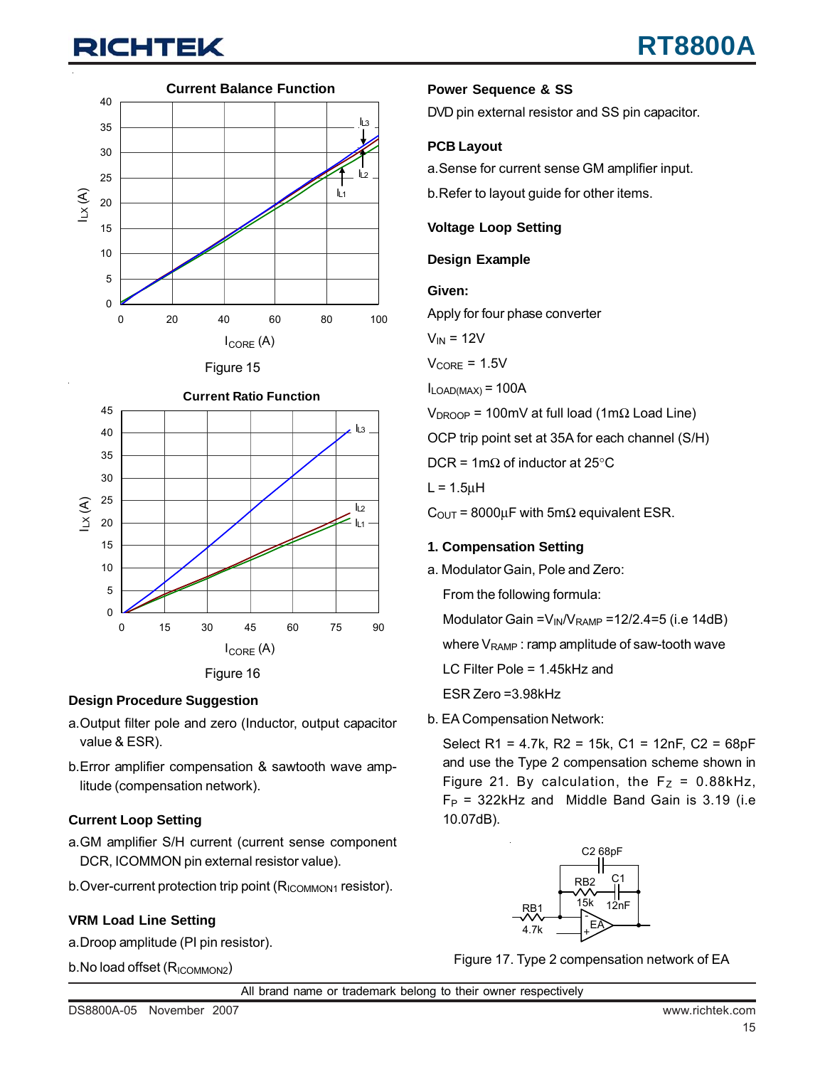Current Balance Function

Figure 15

Current Ratio Function

Figure 16

### Design Procedure Suggestion

a. Output filter pole and zero (Inductor, output capacitor value & ESR).

b. Error amplifier compensation & sawtooth wave amplitude (compensation network).

### Current Loop Setting

a. GM amplifier S/H current (current sense component DCR, ICOMMON pin external resistor value).

b. Over-current protection trip point ($R_{ICOMMON1}$ resistor).

### VRM Load Line Setting

a. Droop amplitude (PI pin resistor).

b. No load offset ($R_{ICOMMON2}$)

### Power Sequence & SS

DVD pin external resistor and SS pin capacitor.

### PCB Layout

a. Sense for current sense GM amplifier input.

b. Refer to layout guide for other items.

### Voltage Loop Setting

### Design Example

**Given:**

Apply for four phase converter

$V_{IN}$ = 12V

$V_{CORE}$ = 1.5V

$I_{LOAD(MAX)}$ = 100A

$V_{DROOP}$ = 100mV at full load (1mΩ Load Line)

OCP trip point set at 35A for each channel (S/H)

DCR = 1mΩ of inductor at 25°C

L = 1.5μH

$C_{OUT}$ = 8000μF with 5mΩ equivalent ESR.

**1. Compensation Setting**

a. Modulator Gain, Pole and Zero:

From the following formula:

Modulator Gain = $V_{IN}/V_{RAMP}$ = 12/2.4 = 5 (i.e 14dB)

where $V_{RAMP}$ : ramp amplitude of saw-tooth wave

LC Filter Pole = 1.45kHz and

ESR Zero = 3.98kHz

b. EA Compensation Network:

Select R1 = 4.7k, R2 = 15k, C1 = 12nF, C2 = 68pF and use the Type 2 compensation scheme shown in Figure 21. By calculation, the $F_Z$ = 0.88kHz, $F_P$ = 322kHz and Middle Band Gain is 3.19 (i.e 10.07dB).

Figure 17. Type 2 compensation network of EA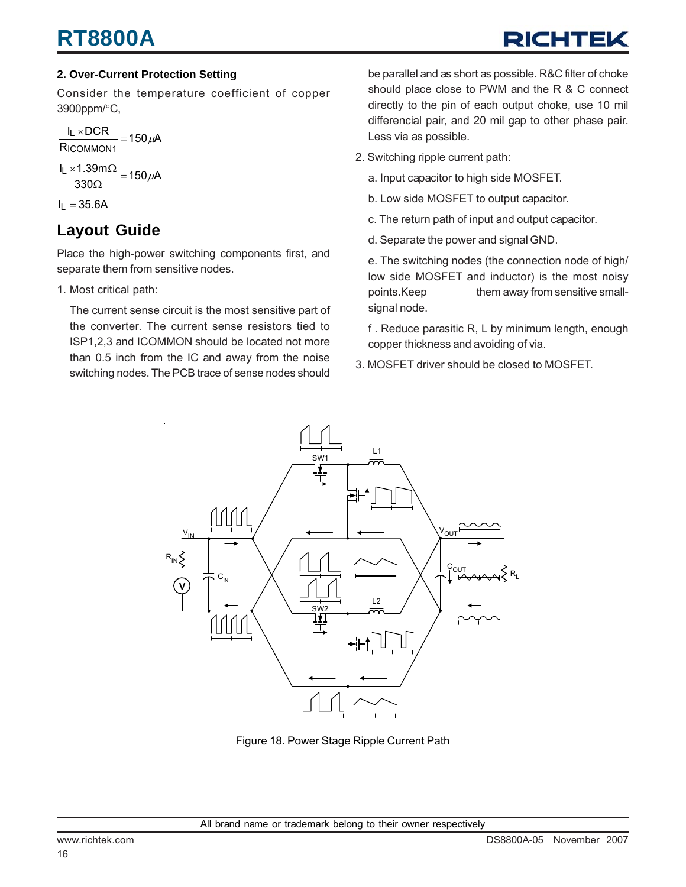**2. Over-Current Protection Setting**

Consider the temperature coefficient of copper 3900ppm/°C,

$$\frac{I_L \times DCR}{R_{ICOMMON1}} = 150\mu A$$

$$\frac{I_L \times 1.39m\Omega}{330\Omega} = 150\mu A$$

$$I_L = 35.6A$$

## Layout Guide

Place the high-power switching components first, and separate them from sensitive nodes.

1. Most critical path:

   The current sense circuit is the most sensitive part of the converter. The current sense resistors tied to ISP1,2,3 and ICOMMON should be located not more than 0.5 inch from the IC and away from the noise switching nodes. The PCB trace of sense nodes should be parallel and as short as possible. R&C filter of choke should place close to PWM and the R & C connect directly to the pin of each output choke, use 10 mil differencial pair, and 20 mil gap to other phase pair. Less via as possible.

2. Switching ripple current path:

   a. Input capacitor to high side MOSFET.

   b. Low side MOSFET to output capacitor.

   c. The return path of input and output capacitor.

   d. Separate the power and signal GND.

   e. The switching nodes (the connection node of high/ low side MOSFET and inductor) is the most noisy points.Keep them away from sensitive small-signal node.

   f . Reduce parasitic R, L by minimum length, enough copper thickness and avoiding of via.

3. MOSFET driver should be closed to MOSFET.

Figure 18. Power Stage Ripple Current Path

All brand name or trademark belong to their owner respectively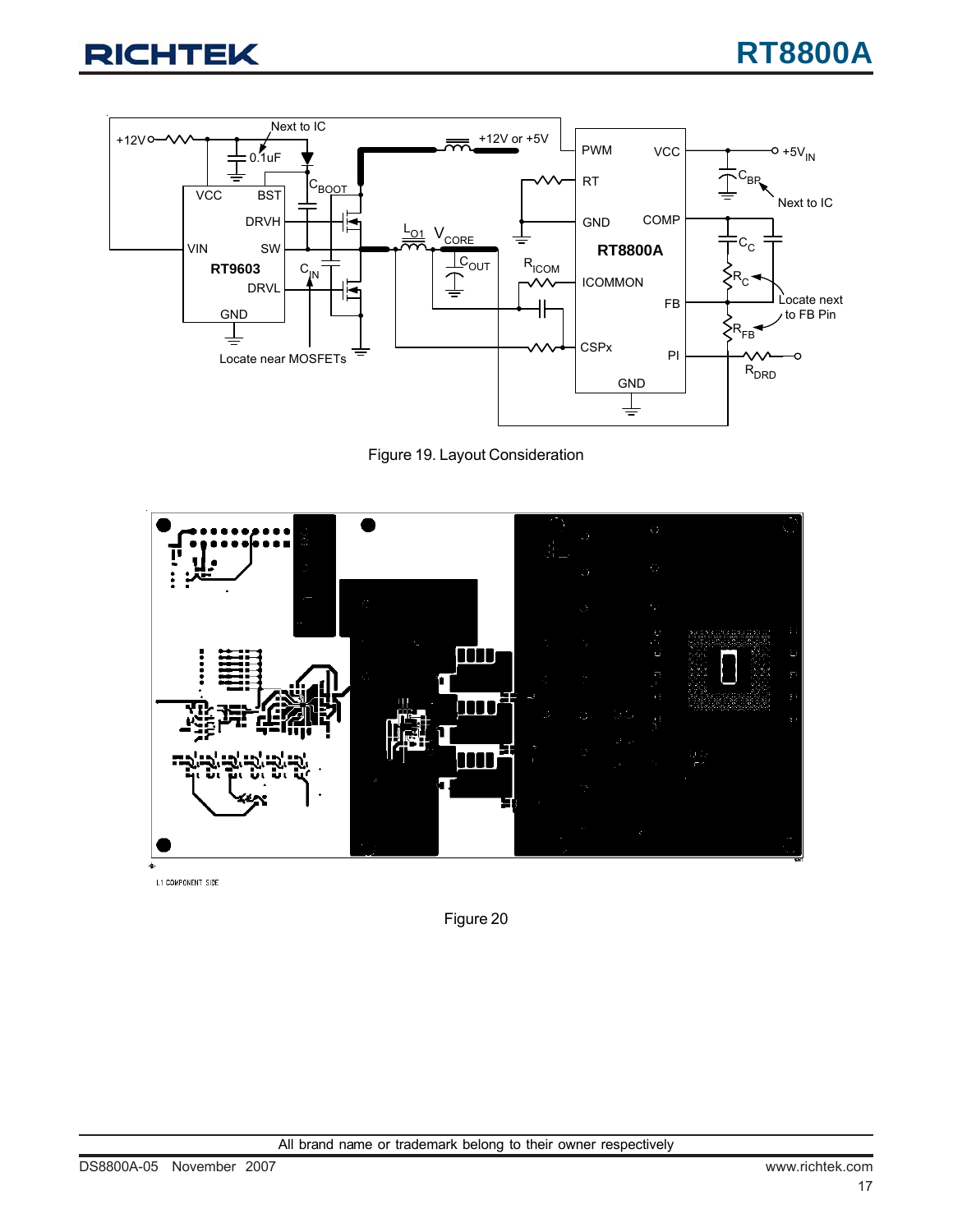Figure 19. Layout Consideration

Figure 20

All brand name or trademark belong to their owner respectively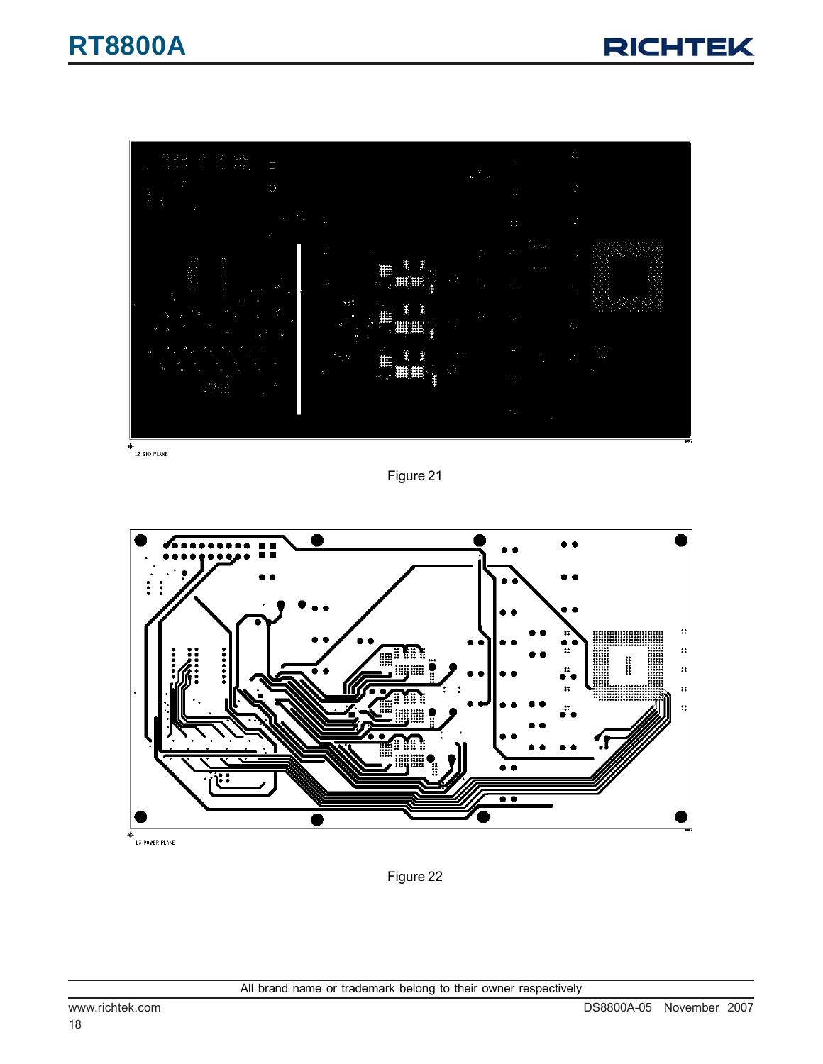L2 GND PLANE

Figure 21

L3 POWER PLANE

Figure 22

All brand name or trademark belong to their owner respectively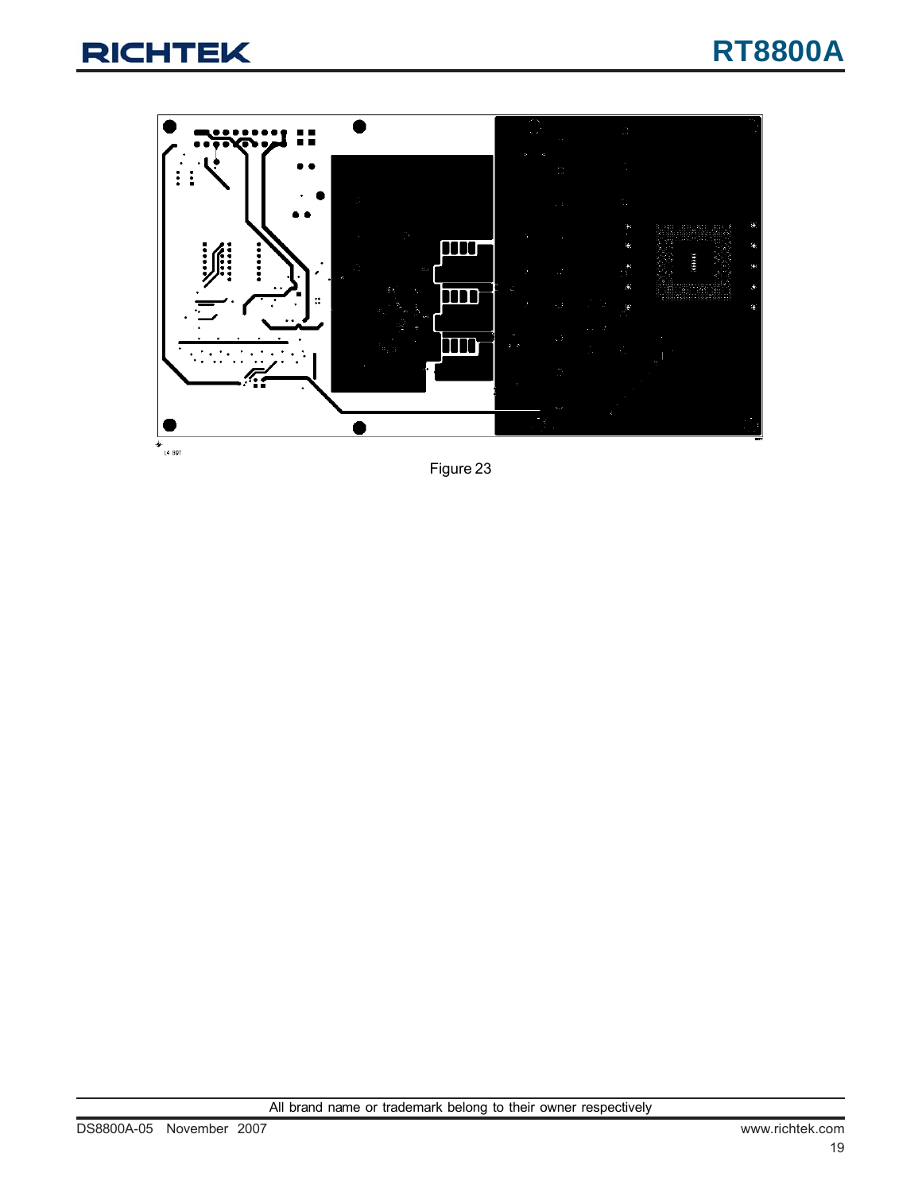Figure 23

All brand name or trademark belong to their owner respectively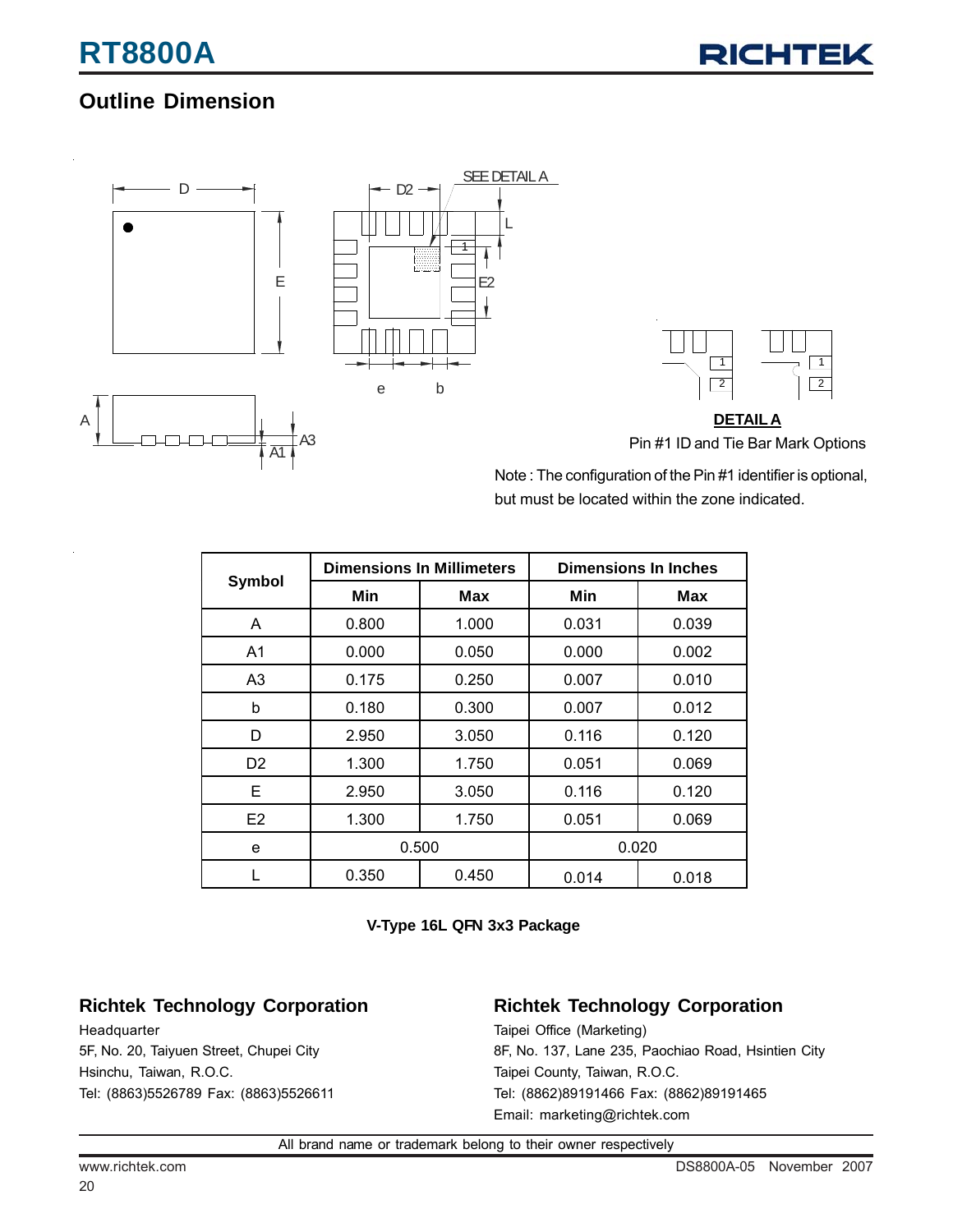## Outline Dimension

D

E

A

A1

A3

D2

SEE DETAIL A

L

E2

1

e

b

1

2

1

2

**DETAIL A**

Pin #1 ID and Tie Bar Mark Options

Note : The configuration of the Pin #1 identifier is optional, but must be located within the zone indicated.

| Symbol | Dimensions In Millimeters | | Dimensions In Inches | |
|---|---|---|---|---|
| | Min | Max | Min | Max |
| A | 0.800 | 1.000 | 0.031 | 0.039 |
| A1 | 0.000 | 0.050 | 0.000 | 0.002 |
| A3 | 0.175 | 0.250 | 0.007 | 0.010 |
| b | 0.180 | 0.300 | 0.007 | 0.012 |
| D | 2.950 | 3.050 | 0.116 | 0.120 |
| D2 | 1.300 | 1.750 | 0.051 | 0.069 |
| E | 2.950 | 3.050 | 0.116 | 0.120 |
| E2 | 1.300 | 1.750 | 0.051 | 0.069 |
| e | 0.500 | | 0.020 | |
| L | 0.350 | 0.450 | 0.014 | 0.018 |

**V-Type 16L QFN 3x3 Package**

### Richtek Technology Corporation

Headquarter
5F, No. 20, Taiyuen Street, Chupei City
Hsinchu, Taiwan, R.O.C.
Tel: (8863)5526789 Fax: (8863)5526611

### Richtek Technology Corporation

Taipei Office (Marketing)
8F, No. 137, Lane 235, Paochiao Road, Hsintien City
Taipei County, Taiwan, R.O.C.
Tel: (8862)89191466 Fax: (8862)89191465
Email: marketing@richtek.com

All brand name or trademark belong to their owner respectively